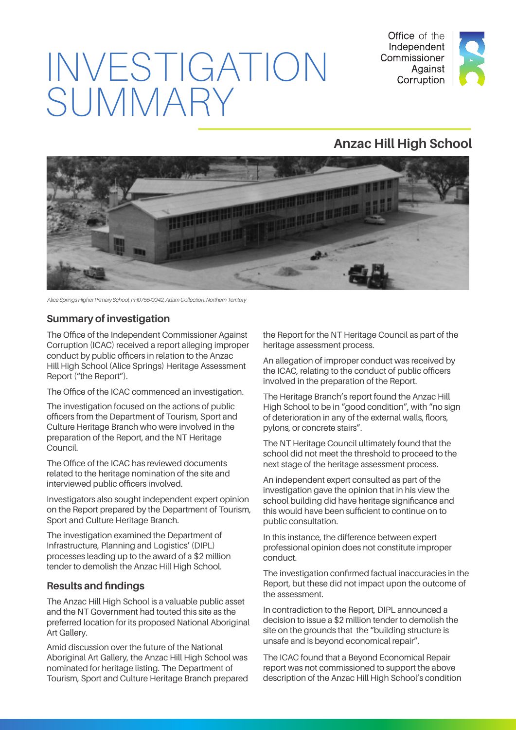# INVESTIGATION SUMMARY

Office of the Independent Commissioner Against Corruption

## Anzac Hill High School

*Alice Springs Higher Primary School, PH0755/0042, Adam Collection, Northern Territory*

### Summary of investigation

The Office of the Independent Commissioner Against Corruption (ICAC) received a report alleging improper conduct by public officers in relation to the Anzac Hill High School (Alice Springs) Heritage Assessment Report ("the Report").

The Office of the ICAC commenced an investigation.

The investigation focused on the actions of public officers from the Department of Tourism, Sport and Culture Heritage Branch who were involved in the preparation of the Report, and the NT Heritage Council.

The Office of the ICAC has reviewed documents related to the heritage nomination of the site and interviewed public officers involved.

Investigators also sought independent expert opinion on the Report prepared by the Department of Tourism, Sport and Culture Heritage Branch.

The investigation examined the Department of Infrastructure, Planning and Logistics' (DIPL) processes leading up to the award of a $2 million tender to demolish the Anzac Hill High School.

### Results and findings

The Anzac Hill High School is a valuable public asset and the NT Government had touted this site as the preferred location for its proposed National Aboriginal Art Gallery.

Amid discussion over the future of the National Aboriginal Art Gallery, the Anzac Hill High School was nominated for heritage listing. The Department of Tourism, Sport and Culture Heritage Branch prepared the Report for the NT Heritage Council as part of the heritage assessment process.

An allegation of improper conduct was received by the ICAC, relating to the conduct of public officers involved in the preparation of the Report.

The Heritage Branch's report found the Anzac Hill High School to be in "good condition", with "no sign of deterioration in any of the external walls, floors, pylons, or concrete stairs".

The NT Heritage Council ultimately found that the school did not meet the threshold to proceed to the next stage of the heritage assessment process.

An independent expert consulted as part of the investigation gave the opinion that in his view the school building did have heritage significance and this would have been sufficient to continue on to public consultation.

In this instance, the difference between expert professional opinion does not constitute improper conduct.

The investigation confirmed factual inaccuracies in the Report, but these did not impact upon the outcome of the assessment.

In contradiction to the Report, DIPL announced a decision to issue a $2 million tender to demolish the site on the grounds that the "building structure is unsafe and is beyond economical repair".

The ICAC found that a Beyond Economical Repair report was not commissioned to support the above description of the Anzac Hill High School's condition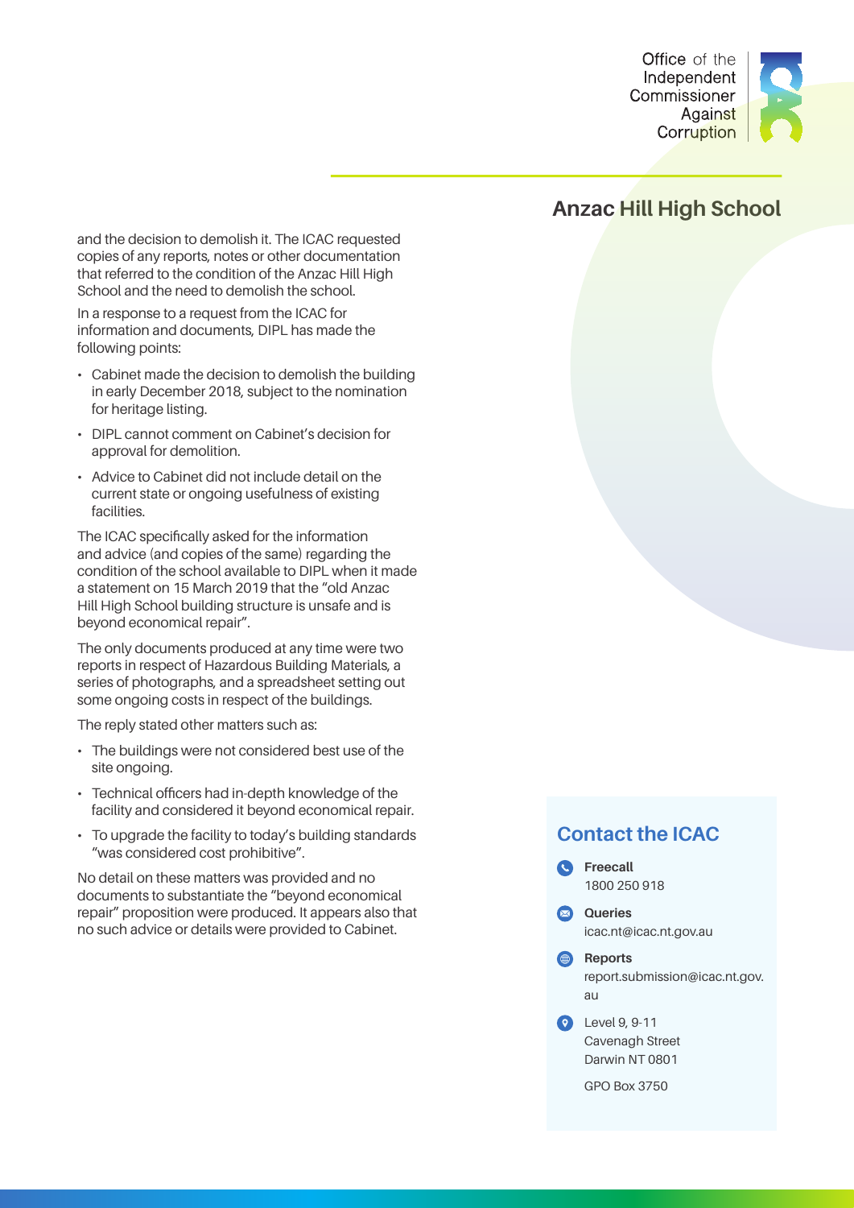## Anzac Hill High School

and the decision to demolish it. The ICAC requested copies of any reports, notes or other documentation that referred to the condition of the Anzac Hill High School and the need to demolish the school.

In a response to a request from the ICAC for information and documents, DIPL has made the following points:

- Cabinet made the decision to demolish the building in early December 2018, subject to the nomination for heritage listing.
- DIPL cannot comment on Cabinet's decision for approval for demolition.
- Advice to Cabinet did not include detail on the current state or ongoing usefulness of existing facilities.

The ICAC specifically asked for the information and advice (and copies of the same) regarding the condition of the school available to DIPL when it made a statement on 15 March 2019 that the "old Anzac Hill High School building structure is unsafe and is beyond economical repair".

The only documents produced at any time were two reports in respect of Hazardous Building Materials, a series of photographs, and a spreadsheet setting out some ongoing costs in respect of the buildings.

The reply stated other matters such as:

- The buildings were not considered best use of the site ongoing.
- Technical officers had in-depth knowledge of the facility and considered it beyond economical repair.
- To upgrade the facility to today's building standards "was considered cost prohibitive".

No detail on these matters was provided and no documents to substantiate the "beyond economical repair" proposition were produced. It appears also that no such advice or details were provided to Cabinet.

### Contact the ICAC

**Freecall**
1800 250 918

**Queries**
icac.nt@icac.nt.gov.au

**Reports**
report.submission@icac.nt.gov.au

Level 9, 9-11
Cavenagh Street
Darwin NT 0801

GPO Box 3750